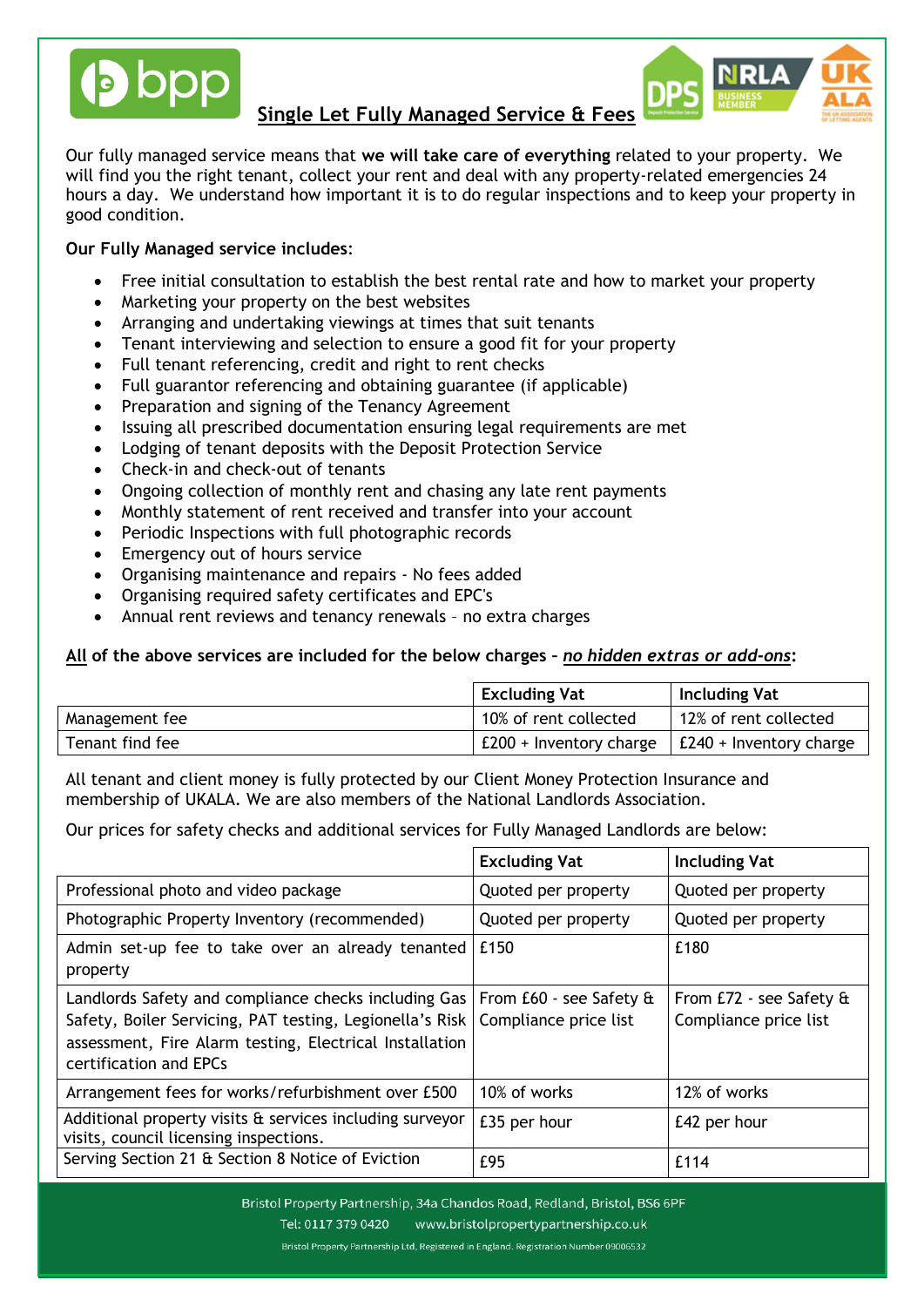## Single Let Fully Managed Service & Fees

Our fully managed service means that **we will take care of everything** related to your property. We will find you the right tenant, collect your rent and deal with any property-related emergencies 24 hours a day. We understand how important it is to do regular inspections and to keep your property in good condition.

**Our Fully Managed service includes**:

- Free initial consultation to establish the best rental rate and how to market your property
- Marketing your property on the best websites
- Arranging and undertaking viewings at times that suit tenants
- Tenant interviewing and selection to ensure a good fit for your property
- Full tenant referencing, credit and right to rent checks
- Full guarantor referencing and obtaining guarantee (if applicable)
- Preparation and signing of the Tenancy Agreement
- Issuing all prescribed documentation ensuring legal requirements are met
- Lodging of tenant deposits with the Deposit Protection Service
- Check-in and check-out of tenants
- Ongoing collection of monthly rent and chasing any late rent payments
- Monthly statement of rent received and transfer into your account
- Periodic Inspections with full photographic records
- Emergency out of hours service
- Organising maintenance and repairs - No fees added
- Organising required safety certificates and EPC's
- Annual rent reviews and tenancy renewals – no extra charges

**All of the above services are included for the below charges – *no hidden extras or add-ons*:**

| | Excluding Vat | Including Vat |
|---|---|---|
| Management fee | 10% of rent collected | 12% of rent collected |
| Tenant find fee | £200 + Inventory charge | £240 + Inventory charge |

All tenant and client money is fully protected by our Client Money Protection Insurance and membership of UKALA. We are also members of the National Landlords Association.

Our prices for safety checks and additional services for Fully Managed Landlords are below:

| | Excluding Vat | Including Vat |
|---|---|---|
| Professional photo and video package | Quoted per property | Quoted per property |
| Photographic Property Inventory (recommended) | Quoted per property | Quoted per property |
| Admin set-up fee to take over an already tenanted property | £150 | £180 |
| Landlords Safety and compliance checks including Gas Safety, Boiler Servicing, PAT testing, Legionella's Risk assessment, Fire Alarm testing, Electrical Installation certification and EPCs | From £60 - see Safety & Compliance price list | From £72 - see Safety & Compliance price list |
| Arrangement fees for works/refurbishment over £500 | 10% of works | 12% of works |
| Additional property visits & services including surveyor visits, council licensing inspections. | £35 per hour | £42 per hour |
| Serving Section 21 & Section 8 Notice of Eviction | £95 | £114 |

Bristol Property Partnership, 34a Chandos Road, Redland, Bristol, BS6 6PF

Tel: 0117 379 0420 www.bristolpropertypartnership.co.uk

Bristol Property Partnership Ltd, Registered in England. Registration Number 09006532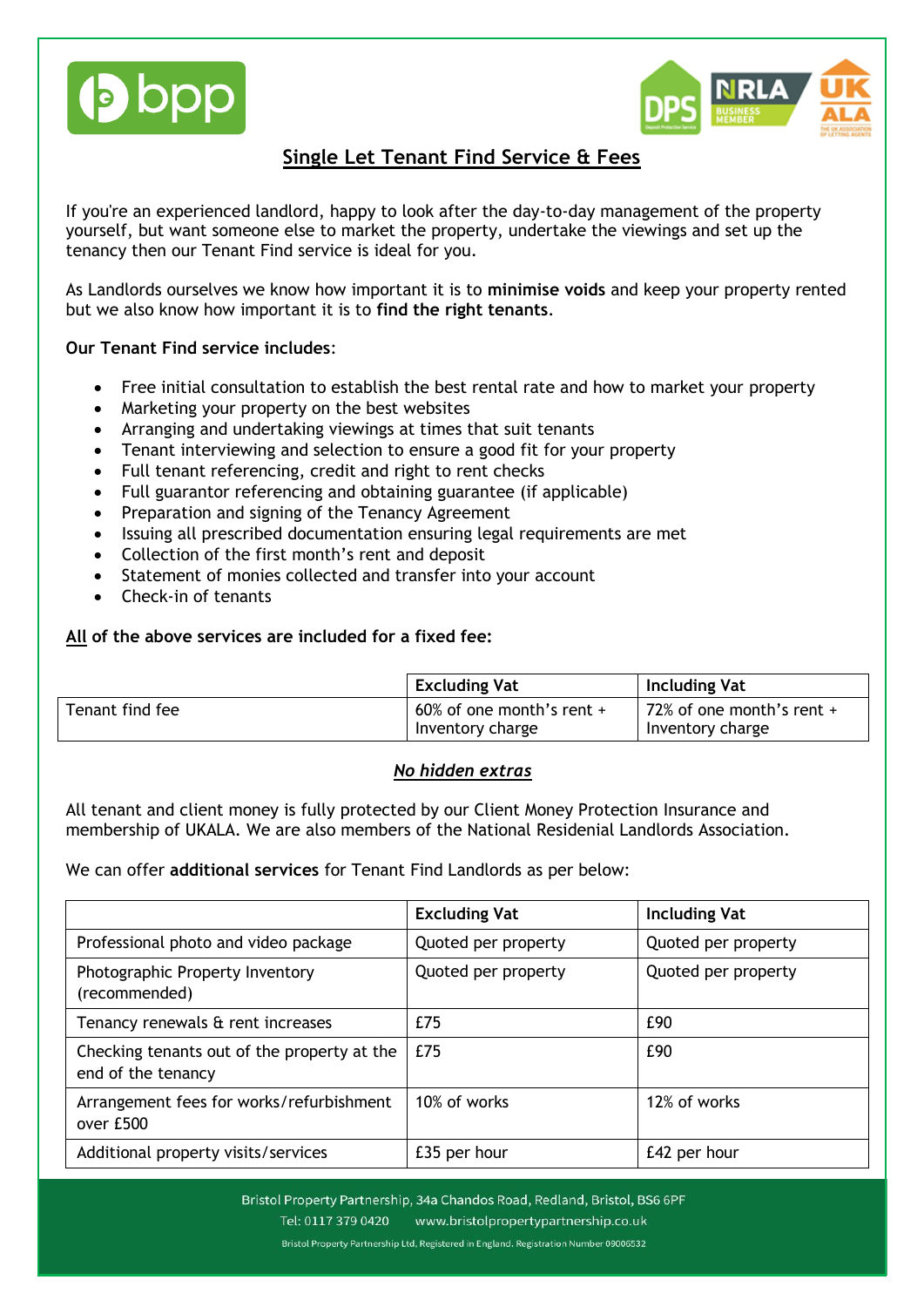## Single Let Tenant Find Service & Fees

If you're an experienced landlord, happy to look after the day-to-day management of the property yourself, but want someone else to market the property, undertake the viewings and set up the tenancy then our Tenant Find service is ideal for you.

As Landlords ourselves we know how important it is to **minimise voids** and keep your property rented but we also know how important it is to **find the right tenants**.

**Our Tenant Find service includes**:

- Free initial consultation to establish the best rental rate and how to market your property
- Marketing your property on the best websites
- Arranging and undertaking viewings at times that suit tenants
- Tenant interviewing and selection to ensure a good fit for your property
- Full tenant referencing, credit and right to rent checks
- Full guarantor referencing and obtaining guarantee (if applicable)
- Preparation and signing of the Tenancy Agreement
- Issuing all prescribed documentation ensuring legal requirements are met
- Collection of the first month's rent and deposit
- Statement of monies collected and transfer into your account
- Check-in of tenants

**All of the above services are included for a fixed fee:**

| | Excluding Vat | Including Vat |
|---|---|---|
| Tenant find fee | 60% of one month's rent + Inventory charge | 72% of one month's rent + Inventory charge |

***No hidden extras***

All tenant and client money is fully protected by our Client Money Protection Insurance and membership of UKALA. We are also members of the National Residenial Landlords Association.

We can offer **additional services** for Tenant Find Landlords as per below:

| | Excluding Vat | Including Vat |
|---|---|---|
| Professional photo and video package | Quoted per property | Quoted per property |
| Photographic Property Inventory (recommended) | Quoted per property | Quoted per property |
| Tenancy renewals & rent increases | £75 | £90 |
| Checking tenants out of the property at the end of the tenancy | £75 | £90 |
| Arrangement fees for works/refurbishment over £500 | 10% of works | 12% of works |
| Additional property visits/services | £35 per hour | £42 per hour |

Bristol Property Partnership, 34a Chandos Road, Redland, Bristol, BS6 6PF
Tel: 0117 379 0420 www.bristolpropertypartnership.co.uk
Bristol Property Partnership Ltd, Registered in England. Registration Number 09006532